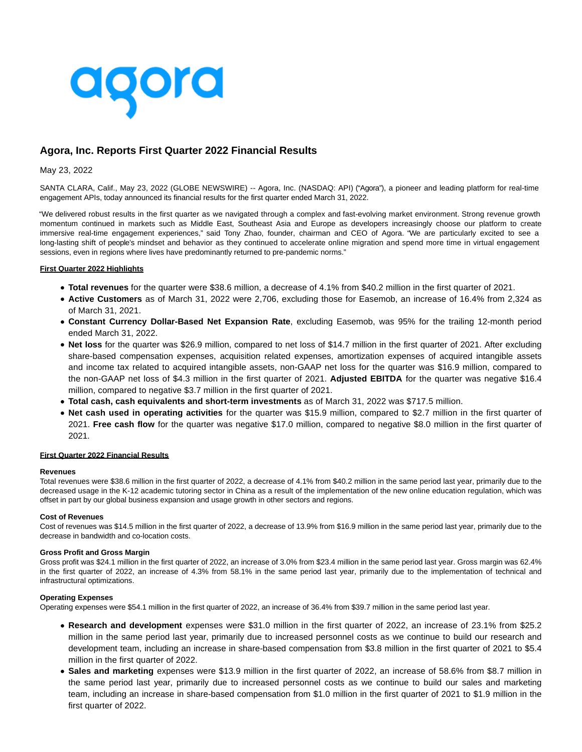# Agora, Inc. Reports First Quarter 2022 Financial Results

May 23, 2022

SANTA CLARA, Calif., May 23, 2022 (GLOBE NEWSWIRE) -- Agora, Inc. (NASDAQ: API) ("Agora"), a pioneer and leading platform for real-time engagement APIs, today announced its financial results for the first quarter ended March 31, 2022.

"We delivered robust results in the first quarter as we navigated through a complex and fast-evolving market environment. Strong revenue growth momentum continued in markets such as Middle East, Southeast Asia and Europe as developers increasingly choose our platform to create immersive real-time engagement experiences," said Tony Zhao, founder, chairman and CEO of Agora. "We are particularly excited to see a long-lasting shift of people's mindset and behavior as they continued to accelerate online migration and spend more time in virtual engagement sessions, even in regions where lives have predominantly returned to pre-pandemic norms."

**First Quarter 2022 Highlights**

- **Total revenues** for the quarter were $38.6 million, a decrease of 4.1% from $40.2 million in the first quarter of 2021.
- **Active Customers** as of March 31, 2022 were 2,706, excluding those for Easemob, an increase of 16.4% from 2,324 as of March 31, 2021.
- **Constant Currency Dollar-Based Net Expansion Rate**, excluding Easemob, was 95% for the trailing 12-month period ended March 31, 2022.
- **Net loss** for the quarter was $26.9 million, compared to net loss of $14.7 million in the first quarter of 2021. After excluding share-based compensation expenses, acquisition related expenses, amortization expenses of acquired intangible assets and income tax related to acquired intangible assets, non-GAAP net loss for the quarter was $16.9 million, compared to the non-GAAP net loss of $4.3 million in the first quarter of 2021. **Adjusted EBITDA** for the quarter was negative $16.4 million, compared to negative $3.7 million in the first quarter of 2021.
- **Total cash, cash equivalents and short-term investments** as of March 31, 2022 was $717.5 million.
- **Net cash used in operating activities** for the quarter was $15.9 million, compared to $2.7 million in the first quarter of 2021. **Free cash flow** for the quarter was negative $17.0 million, compared to negative $8.0 million in the first quarter of 2021.

**First Quarter 2022 Financial Results**

**Revenues**

Total revenues were $38.6 million in the first quarter of 2022, a decrease of 4.1% from $40.2 million in the same period last year, primarily due to the decreased usage in the K-12 academic tutoring sector in China as a result of the implementation of the new online education regulation, which was offset in part by our global business expansion and usage growth in other sectors and regions.

**Cost of Revenues**

Cost of revenues was $14.5 million in the first quarter of 2022, a decrease of 13.9% from $16.9 million in the same period last year, primarily due to the decrease in bandwidth and co-location costs.

**Gross Profit and Gross Margin**

Gross profit was $24.1 million in the first quarter of 2022, an increase of 3.0% from $23.4 million in the same period last year. Gross margin was 62.4% in the first quarter of 2022, an increase of 4.3% from 58.1% in the same period last year, primarily due to the implementation of technical and infrastructural optimizations.

**Operating Expenses**

Operating expenses were $54.1 million in the first quarter of 2022, an increase of 36.4% from $39.7 million in the same period last year.

- **Research and development** expenses were $31.0 million in the first quarter of 2022, an increase of 23.1% from $25.2 million in the same period last year, primarily due to increased personnel costs as we continue to build our research and development team, including an increase in share-based compensation from $3.8 million in the first quarter of 2021 to $5.4 million in the first quarter of 2022.
- **Sales and marketing** expenses were $13.9 million in the first quarter of 2022, an increase of 58.6% from $8.7 million in the same period last year, primarily due to increased personnel costs as we continue to build our sales and marketing team, including an increase in share-based compensation from $1.0 million in the first quarter of 2021 to $1.9 million in the first quarter of 2022.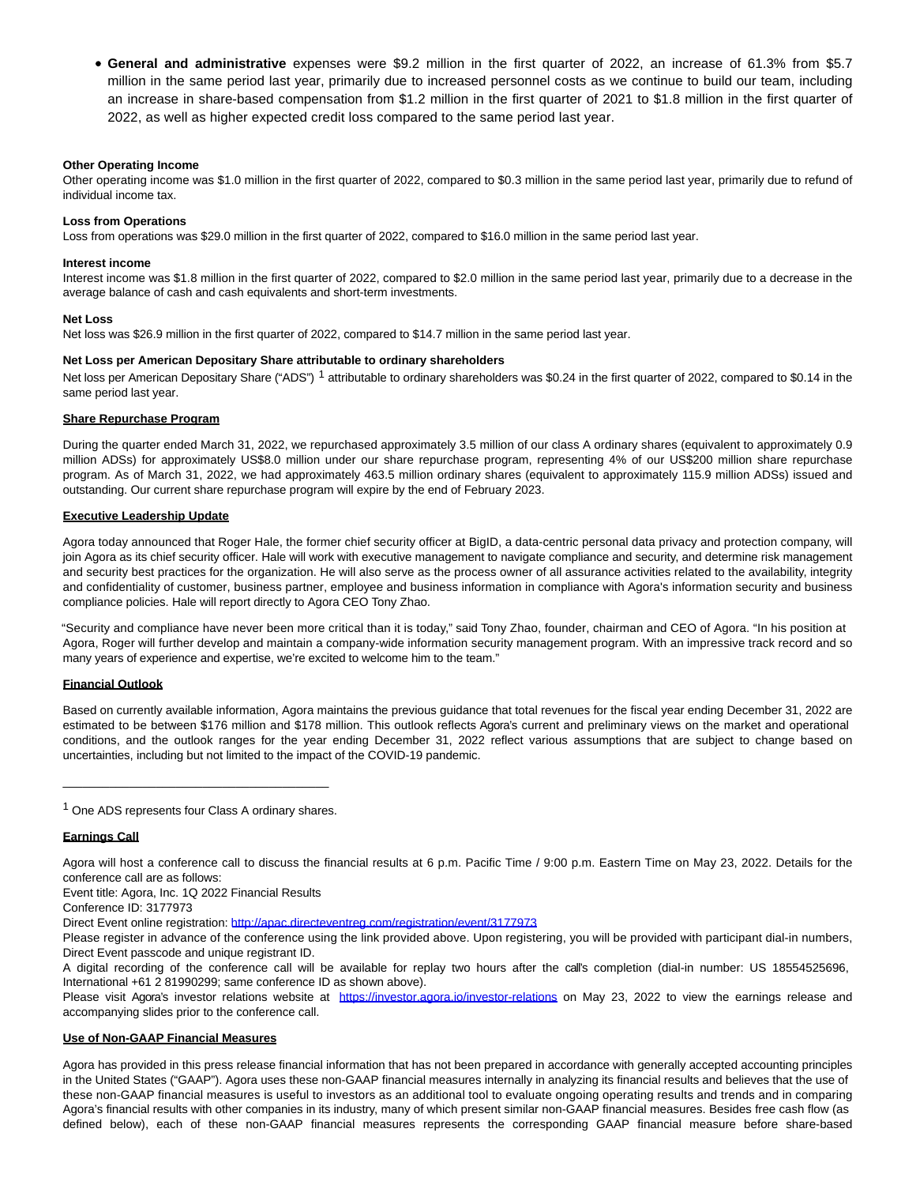- **General and administrative** expenses were $9.2 million in the first quarter of 2022, an increase of 61.3% from $5.7 million in the same period last year, primarily due to increased personnel costs as we continue to build our team, including an increase in share-based compensation from $1.2 million in the first quarter of 2021 to $1.8 million in the first quarter of 2022, as well as higher expected credit loss compared to the same period last year.

**Other Operating Income**

Other operating income was $1.0 million in the first quarter of 2022, compared to $0.3 million in the same period last year, primarily due to refund of individual income tax.

**Loss from Operations**

Loss from operations was $29.0 million in the first quarter of 2022, compared to $16.0 million in the same period last year.

**Interest income**

Interest income was $1.8 million in the first quarter of 2022, compared to $2.0 million in the same period last year, primarily due to a decrease in the average balance of cash and cash equivalents and short-term investments.

**Net Loss**

Net loss was $26.9 million in the first quarter of 2022, compared to $14.7 million in the same period last year.

**Net Loss per American Depositary Share attributable to ordinary shareholders**

Net loss per American Depositary Share ("ADS") [1] attributable to ordinary shareholders was $0.24 in the first quarter of 2022, compared to $0.14 in the same period last year.

**Share Repurchase Program**

During the quarter ended March 31, 2022, we repurchased approximately 3.5 million of our class A ordinary shares (equivalent to approximately 0.9 million ADSs) for approximately US$8.0 million under our share repurchase program, representing 4% of our US$200 million share repurchase program. As of March 31, 2022, we had approximately 463.5 million ordinary shares (equivalent to approximately 115.9 million ADSs) issued and outstanding. Our current share repurchase program will expire by the end of February 2023.

**Executive Leadership Update**

Agora today announced that Roger Hale, the former chief security officer at BigID, a data-centric personal data privacy and protection company, will join Agora as its chief security officer. Hale will work with executive management to navigate compliance and security, and determine risk management and security best practices for the organization. He will also serve as the process owner of all assurance activities related to the availability, integrity and confidentiality of customer, business partner, employee and business information in compliance with Agora's information security and business compliance policies. Hale will report directly to Agora CEO Tony Zhao.

"Security and compliance have never been more critical than it is today," said Tony Zhao, founder, chairman and CEO of Agora. "In his position at Agora, Roger will further develop and maintain a company-wide information security management program. With an impressive track record and so many years of experience and expertise, we're excited to welcome him to the team."

**Financial Outlook**

Based on currently available information, Agora maintains the previous guidance that total revenues for the fiscal year ending December 31, 2022 are estimated to be between $176 million and $178 million. This outlook reflects Agora's current and preliminary views on the market and operational conditions, and the outlook ranges for the year ending December 31, 2022 reflect various assumptions that are subject to change based on uncertainties, including but not limited to the impact of the COVID-19 pandemic.

---

[1] One ADS represents four Class A ordinary shares.

**Earnings Call**

Agora will host a conference call to discuss the financial results at 6 p.m. Pacific Time / 9:00 p.m. Eastern Time on May 23, 2022. Details for the conference call are as follows:

Event title: Agora, Inc. 1Q 2022 Financial Results

Conference ID: 3177973

Direct Event online registration: http://apac.directeventreg.com/registration/event/3177973

Please register in advance of the conference using the link provided above. Upon registering, you will be provided with participant dial-in numbers, Direct Event passcode and unique registrant ID.

A digital recording of the conference call will be available for replay two hours after the call's completion (dial-in number: US 18554525696, International +61 2 81990299; same conference ID as shown above).

Please visit Agora's investor relations website at https://investor.agora.io/investor-relations on May 23, 2022 to view the earnings release and accompanying slides prior to the conference call.

**Use of Non-GAAP Financial Measures**

Agora has provided in this press release financial information that has not been prepared in accordance with generally accepted accounting principles in the United States ("GAAP"). Agora uses these non-GAAP financial measures internally in analyzing its financial results and believes that the use of these non-GAAP financial measures is useful to investors as an additional tool to evaluate ongoing operating results and trends and in comparing Agora's financial results with other companies in its industry, many of which present similar non-GAAP financial measures. Besides free cash flow (as defined below), each of these non-GAAP financial measures represents the corresponding GAAP financial measure before share-based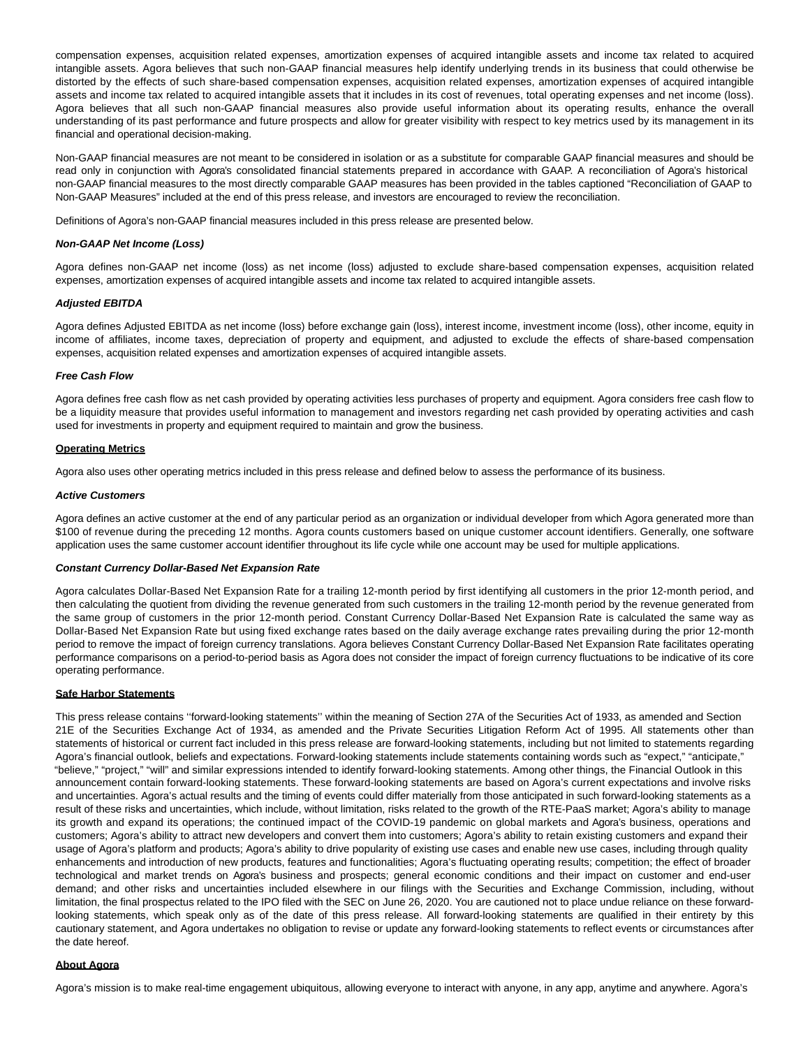compensation expenses, acquisition related expenses, amortization expenses of acquired intangible assets and income tax related to acquired intangible assets. Agora believes that such non-GAAP financial measures help identify underlying trends in its business that could otherwise be distorted by the effects of such share-based compensation expenses, acquisition related expenses, amortization expenses of acquired intangible assets and income tax related to acquired intangible assets that it includes in its cost of revenues, total operating expenses and net income (loss). Agora believes that all such non-GAAP financial measures also provide useful information about its operating results, enhance the overall understanding of its past performance and future prospects and allow for greater visibility with respect to key metrics used by its management in its financial and operational decision-making.

Non-GAAP financial measures are not meant to be considered in isolation or as a substitute for comparable GAAP financial measures and should be read only in conjunction with Agora's consolidated financial statements prepared in accordance with GAAP. A reconciliation of Agora's historical non-GAAP financial measures to the most directly comparable GAAP measures has been provided in the tables captioned "Reconciliation of GAAP to Non-GAAP Measures" included at the end of this press release, and investors are encouraged to review the reconciliation.

Definitions of Agora's non-GAAP financial measures included in this press release are presented below.

***Non-GAAP Net Income (Loss)***

Agora defines non-GAAP net income (loss) as net income (loss) adjusted to exclude share-based compensation expenses, acquisition related expenses, amortization expenses of acquired intangible assets and income tax related to acquired intangible assets.

***Adjusted EBITDA***

Agora defines Adjusted EBITDA as net income (loss) before exchange gain (loss), interest income, investment income (loss), other income, equity in income of affiliates, income taxes, depreciation of property and equipment, and adjusted to exclude the effects of share-based compensation expenses, acquisition related expenses and amortization expenses of acquired intangible assets.

***Free Cash Flow***

Agora defines free cash flow as net cash provided by operating activities less purchases of property and equipment. Agora considers free cash flow to be a liquidity measure that provides useful information to management and investors regarding net cash provided by operating activities and cash used for investments in property and equipment required to maintain and grow the business.

**Operating Metrics**

Agora also uses other operating metrics included in this press release and defined below to assess the performance of its business.

***Active Customers***

Agora defines an active customer at the end of any particular period as an organization or individual developer from which Agora generated more than $100 of revenue during the preceding 12 months. Agora counts customers based on unique customer account identifiers. Generally, one software application uses the same customer account identifier throughout its life cycle while one account may be used for multiple applications.

***Constant Currency Dollar-Based Net Expansion Rate***

Agora calculates Dollar-Based Net Expansion Rate for a trailing 12-month period by first identifying all customers in the prior 12-month period, and then calculating the quotient from dividing the revenue generated from such customers in the trailing 12-month period by the revenue generated from the same group of customers in the prior 12-month period. Constant Currency Dollar-Based Net Expansion Rate is calculated the same way as Dollar-Based Net Expansion Rate but using fixed exchange rates based on the daily average exchange rates prevailing during the prior 12-month period to remove the impact of foreign currency translations. Agora believes Constant Currency Dollar-Based Net Expansion Rate facilitates operating performance comparisons on a period-to-period basis as Agora does not consider the impact of foreign currency fluctuations to be indicative of its core operating performance.

**Safe Harbor Statements**

This press release contains ''forward-looking statements'' within the meaning of Section 27A of the Securities Act of 1933, as amended and Section 21E of the Securities Exchange Act of 1934, as amended and the Private Securities Litigation Reform Act of 1995. All statements other than statements of historical or current fact included in this press release are forward-looking statements, including but not limited to statements regarding Agora's financial outlook, beliefs and expectations. Forward-looking statements include statements containing words such as "expect," "anticipate," "believe," "project," "will" and similar expressions intended to identify forward-looking statements. Among other things, the Financial Outlook in this announcement contain forward-looking statements. These forward-looking statements are based on Agora's current expectations and involve risks and uncertainties. Agora's actual results and the timing of events could differ materially from those anticipated in such forward-looking statements as a result of these risks and uncertainties, which include, without limitation, risks related to the growth of the RTE-PaaS market; Agora's ability to manage its growth and expand its operations; the continued impact of the COVID-19 pandemic on global markets and Agora's business, operations and customers; Agora's ability to attract new developers and convert them into customers; Agora's ability to retain existing customers and expand their usage of Agora's platform and products; Agora's ability to drive popularity of existing use cases and enable new use cases, including through quality enhancements and introduction of new products, features and functionalities; Agora's fluctuating operating results; competition; the effect of broader technological and market trends on Agora's business and prospects; general economic conditions and their impact on customer and end-user demand; and other risks and uncertainties included elsewhere in our filings with the Securities and Exchange Commission, including, without limitation, the final prospectus related to the IPO filed with the SEC on June 26, 2020. You are cautioned not to place undue reliance on these forward-looking statements, which speak only as of the date of this press release. All forward-looking statements are qualified in their entirety by this cautionary statement, and Agora undertakes no obligation to revise or update any forward-looking statements to reflect events or circumstances after the date hereof.

**About Agora**

Agora's mission is to make real-time engagement ubiquitous, allowing everyone to interact with anyone, in any app, anytime and anywhere. Agora's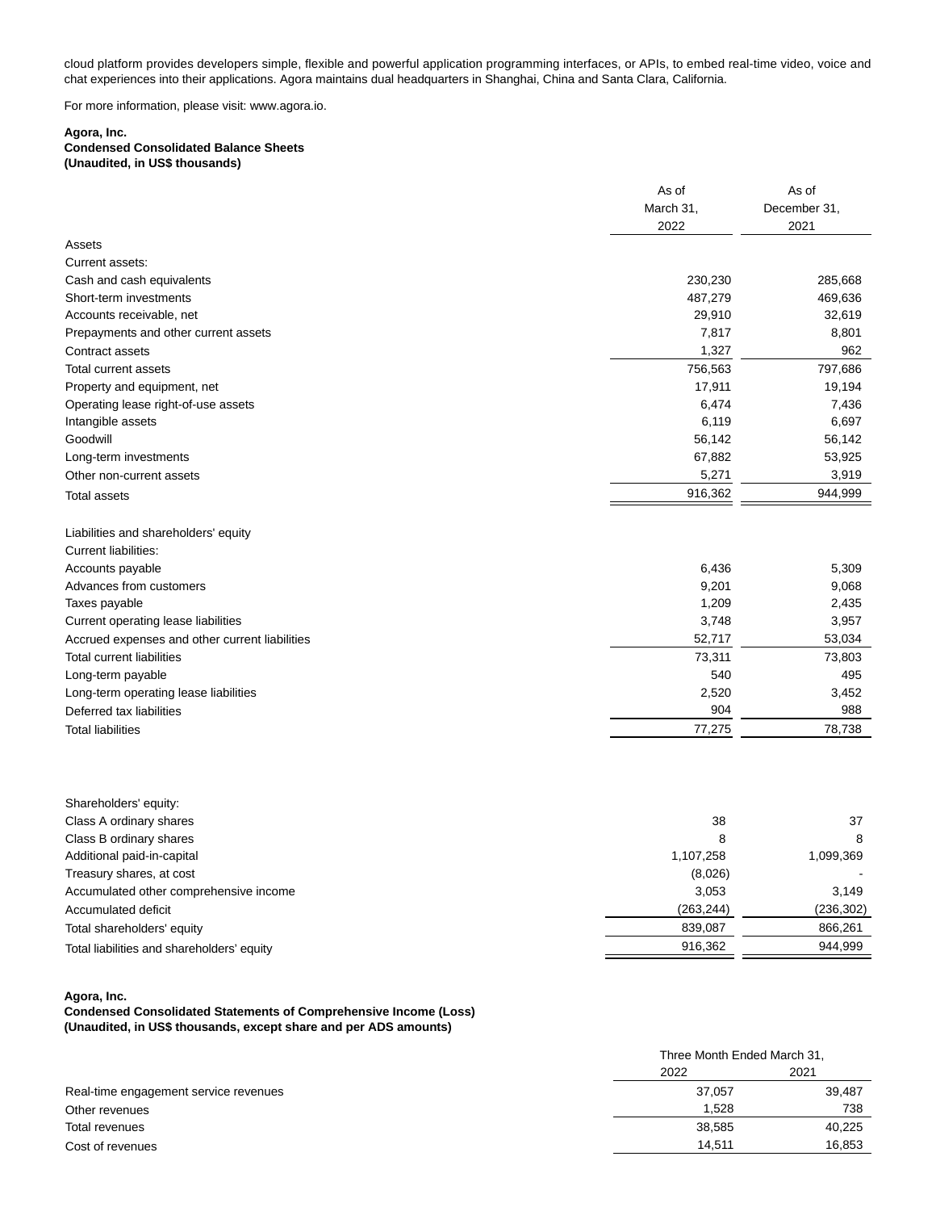cloud platform provides developers simple, flexible and powerful application programming interfaces, or APIs, to embed real-time video, voice and chat experiences into their applications. Agora maintains dual headquarters in Shanghai, China and Santa Clara, California.

For more information, please visit: www.agora.io.

**Agora, Inc.**
**Condensed Consolidated Balance Sheets**
**(Unaudited, in US$ thousands)**

| | As of March 31, 2022 | As of December 31, 2021 |
|---|---|---|
| Assets | | |
| Current assets: | | |
| Cash and cash equivalents | 230,230 | 285,668 |
| Short-term investments | 487,279 | 469,636 |
| Accounts receivable, net | 29,910 | 32,619 |
| Prepayments and other current assets | 7,817 | 8,801 |
| Contract assets | 1,327 | 962 |
| Total current assets | 756,563 | 797,686 |
| Property and equipment, net | 17,911 | 19,194 |
| Operating lease right-of-use assets | 6,474 | 7,436 |
| Intangible assets | 6,119 | 6,697 |
| Goodwill | 56,142 | 56,142 |
| Long-term investments | 67,882 | 53,925 |
| Other non-current assets | 5,271 | 3,919 |
| Total assets | 916,362 | 944,999 |
| | | |
| Liabilities and shareholders' equity | | |
| Current liabilities: | | |
| Accounts payable | 6,436 | 5,309 |
| Advances from customers | 9,201 | 9,068 |
| Taxes payable | 1,209 | 2,435 |
| Current operating lease liabilities | 3,748 | 3,957 |
| Accrued expenses and other current liabilities | 52,717 | 53,034 |
| Total current liabilities | 73,311 | 73,803 |
| Long-term payable | 540 | 495 |
| Long-term operating lease liabilities | 2,520 | 3,452 |
| Deferred tax liabilities | 904 | 988 |
| Total liabilities | 77,275 | 78,738 |
| | | |
| Shareholders' equity: | | |
| Class A ordinary shares | 38 | 37 |
| Class B ordinary shares | 8 | 8 |
| Additional paid-in-capital | 1,107,258 | 1,099,369 |
| Treasury shares, at cost | (8,026) | - |
| Accumulated other comprehensive income | 3,053 | 3,149 |
| Accumulated deficit | (263,244) | (236,302) |
| Total shareholders' equity | 839,087 | 866,261 |
| Total liabilities and shareholders' equity | 916,362 | 944,999 |

**Agora, Inc.**
**Condensed Consolidated Statements of Comprehensive Income (Loss)**
**(Unaudited, in US$ thousands, except share and per ADS amounts)**

| | Three Month Ended March 31, | |
|---|---|---|
| | 2022 | 2021 |
| Real-time engagement service revenues | 37,057 | 39,487 |
| Other revenues | 1,528 | 738 |
| Total revenues | 38,585 | 40,225 |
| Cost of revenues | 14,511 | 16,853 |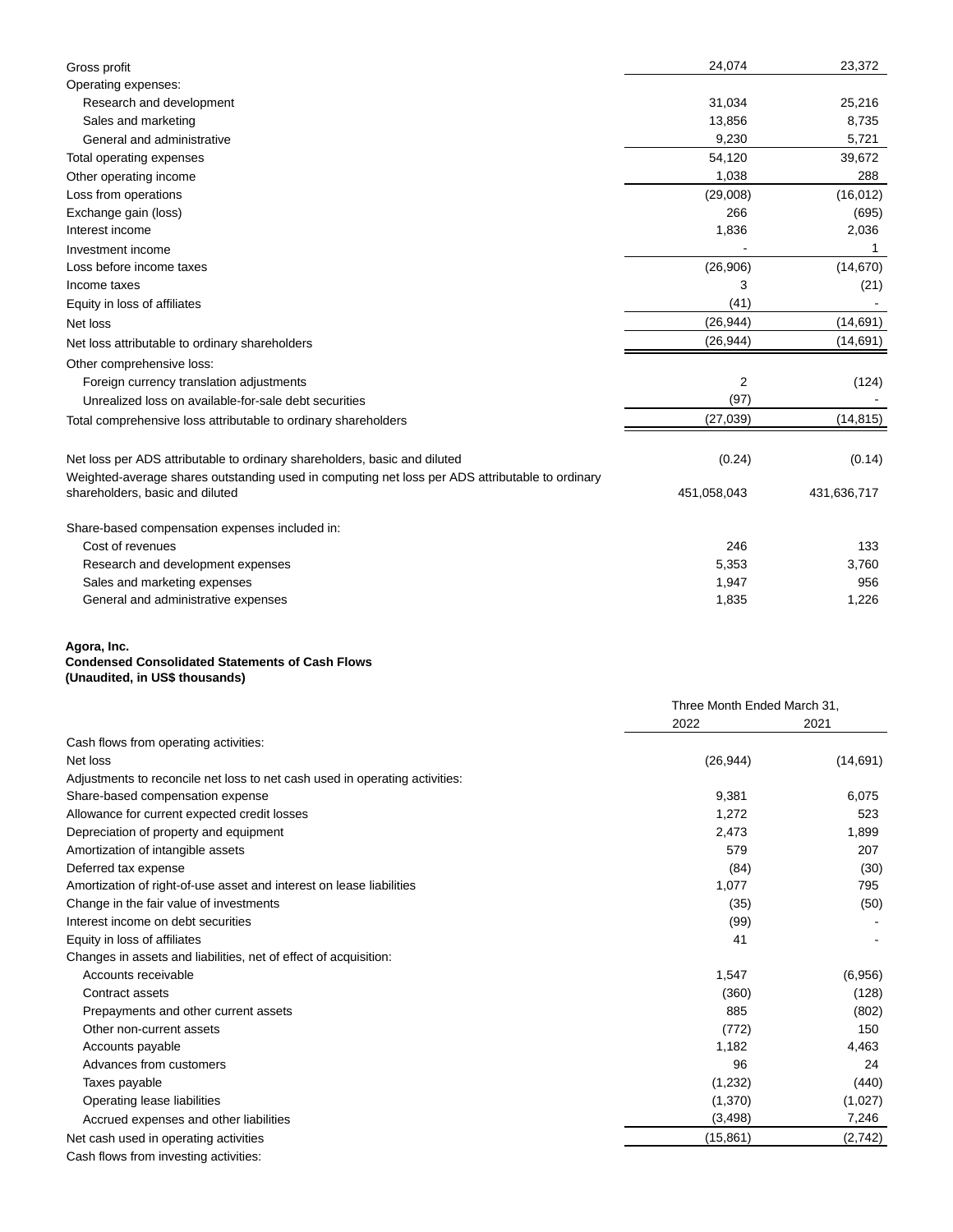| | | |
|---|---|---|
| Gross profit | 24,074 | 23,372 |
| Operating expenses: | | |
| Research and development | 31,034 | 25,216 |
| Sales and marketing | 13,856 | 8,735 |
| General and administrative | 9,230 | 5,721 |
| Total operating expenses | 54,120 | 39,672 |
| Other operating income | 1,038 | 288 |
| Loss from operations | (29,008) | (16,012) |
| Exchange gain (loss) | 266 | (695) |
| Interest income | 1,836 | 2,036 |
| Investment income | - | 1 |
| Loss before income taxes | (26,906) | (14,670) |
| Income taxes | 3 | (21) |
| Equity in loss of affiliates | (41) | - |
| Net loss | (26,944) | (14,691) |
| Net loss attributable to ordinary shareholders | (26,944) | (14,691) |
| Other comprehensive loss: | | |
| Foreign currency translation adjustments | 2 | (124) |
| Unrealized loss on available-for-sale debt securities | (97) | - |
| Total comprehensive loss attributable to ordinary shareholders | (27,039) | (14,815) |
| | | |
| Net loss per ADS attributable to ordinary shareholders, basic and diluted | (0.24) | (0.14) |
| Weighted-average shares outstanding used in computing net loss per ADS attributable to ordinary shareholders, basic and diluted | 451,058,043 | 431,636,717 |
| | | |
| Share-based compensation expenses included in: | | |
| Cost of revenues | 246 | 133 |
| Research and development expenses | 5,353 | 3,760 |
| Sales and marketing expenses | 1,947 | 956 |
| General and administrative expenses | 1,835 | 1,226 |

**Agora, Inc.**
**Condensed Consolidated Statements of Cash Flows**
**(Unaudited, in US$ thousands)**

| | Three Month Ended March 31, | |
|---|---|---|
| | 2022 | 2021 |
| Cash flows from operating activities: | | |
| Net loss | (26,944) | (14,691) |
| Adjustments to reconcile net loss to net cash used in operating activities: | | |
| Share-based compensation expense | 9,381 | 6,075 |
| Allowance for current expected credit losses | 1,272 | 523 |
| Depreciation of property and equipment | 2,473 | 1,899 |
| Amortization of intangible assets | 579 | 207 |
| Deferred tax expense | (84) | (30) |
| Amortization of right-of-use asset and interest on lease liabilities | 1,077 | 795 |
| Change in the fair value of investments | (35) | (50) |
| Interest income on debt securities | (99) | - |
| Equity in loss of affiliates | 41 | - |
| Changes in assets and liabilities, net of effect of acquisition: | | |
| Accounts receivable | 1,547 | (6,956) |
| Contract assets | (360) | (128) |
| Prepayments and other current assets | 885 | (802) |
| Other non-current assets | (772) | 150 |
| Accounts payable | 1,182 | 4,463 |
| Advances from customers | 96 | 24 |
| Taxes payable | (1,232) | (440) |
| Operating lease liabilities | (1,370) | (1,027) |
| Accrued expenses and other liabilities | (3,498) | 7,246 |
| Net cash used in operating activities | (15,861) | (2,742) |
| Cash flows from investing activities: | | |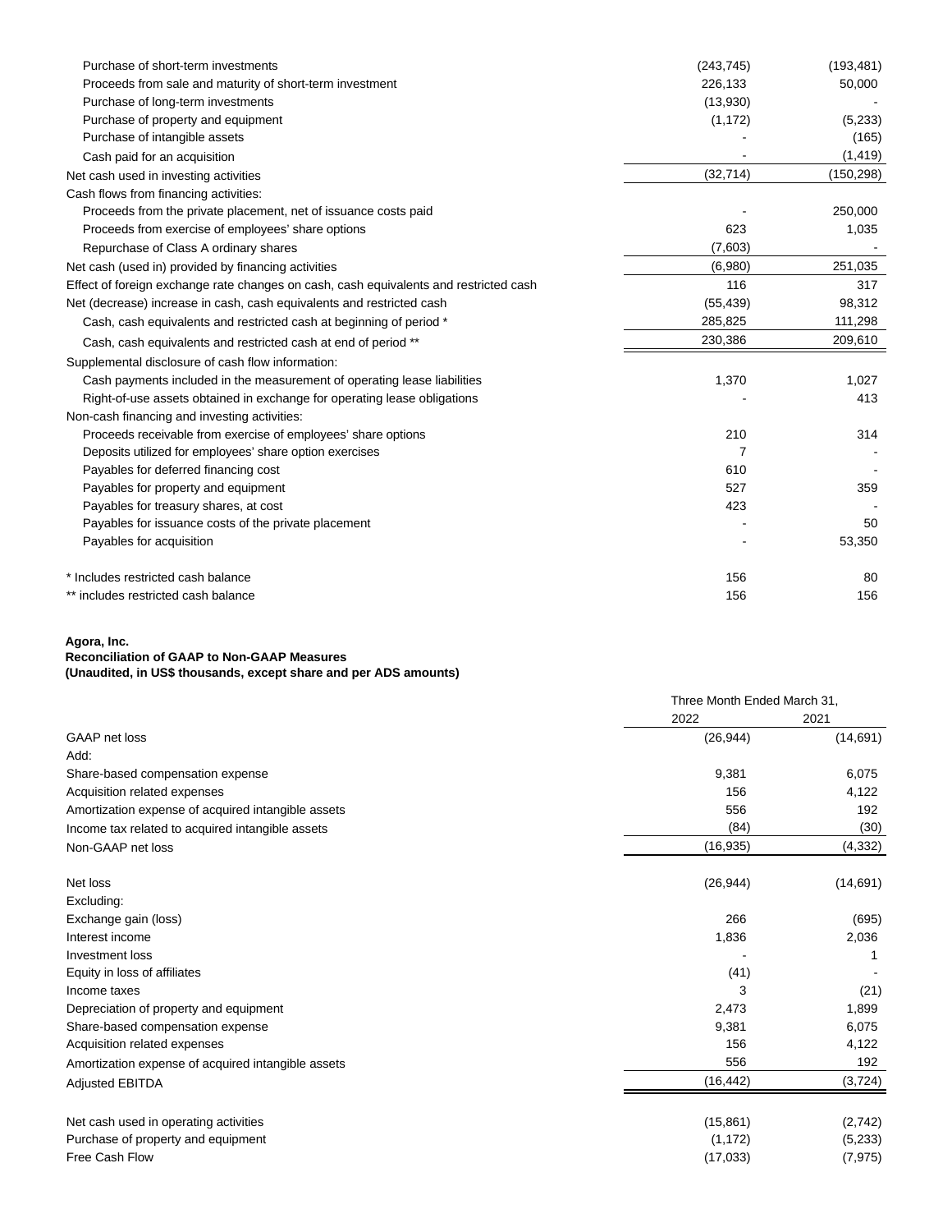| | | |
|---|---|---|
| Purchase of short-term investments | (243,745) | (193,481) |
| Proceeds from sale and maturity of short-term investment | 226,133 | 50,000 |
| Purchase of long-term investments | (13,930) | - |
| Purchase of property and equipment | (1,172) | (5,233) |
| Purchase of intangible assets | - | (165) |
| Cash paid for an acquisition | - | (1,419) |
| Net cash used in investing activities | (32,714) | (150,298) |
| Cash flows from financing activities: | | |
| Proceeds from the private placement, net of issuance costs paid | - | 250,000 |
| Proceeds from exercise of employees' share options | 623 | 1,035 |
| Repurchase of Class A ordinary shares | (7,603) | - |
| Net cash (used in) provided by financing activities | (6,980) | 251,035 |
| Effect of foreign exchange rate changes on cash, cash equivalents and restricted cash | 116 | 317 |
| Net (decrease) increase in cash, cash equivalents and restricted cash | (55,439) | 98,312 |
| Cash, cash equivalents and restricted cash at beginning of period * | 285,825 | 111,298 |
| Cash, cash equivalents and restricted cash at end of period ** | 230,386 | 209,610 |
| Supplemental disclosure of cash flow information: | | |
| Cash payments included in the measurement of operating lease liabilities | 1,370 | 1,027 |
| Right-of-use assets obtained in exchange for operating lease obligations | - | 413 |
| Non-cash financing and investing activities: | | |
| Proceeds receivable from exercise of employees' share options | 210 | 314 |
| Deposits utilized for employees' share option exercises | 7 | - |
| Payables for deferred financing cost | 610 | - |
| Payables for property and equipment | 527 | 359 |
| Payables for treasury shares, at cost | 423 | - |
| Payables for issuance costs of the private placement | - | 50 |
| Payables for acquisition | - | 53,350 |
| | | |
| * Includes restricted cash balance | 156 | 80 |
| ** includes restricted cash balance | 156 | 156 |

**Agora, Inc.**
**Reconciliation of GAAP to Non-GAAP Measures**
**(Unaudited, in US$ thousands, except share and per ADS amounts)**

| | Three Month Ended March 31, | |
|---|---|---|
| | 2022 | 2021 |
| GAAP net loss | (26,944) | (14,691) |
| Add: | | |
| Share-based compensation expense | 9,381 | 6,075 |
| Acquisition related expenses | 156 | 4,122 |
| Amortization expense of acquired intangible assets | 556 | 192 |
| Income tax related to acquired intangible assets | (84) | (30) |
| Non-GAAP net loss | (16,935) | (4,332) |
| | | |
| Net loss | (26,944) | (14,691) |
| Excluding: | | |
| Exchange gain (loss) | 266 | (695) |
| Interest income | 1,836 | 2,036 |
| Investment loss | - | 1 |
| Equity in loss of affiliates | (41) | - |
| Income taxes | 3 | (21) |
| Depreciation of property and equipment | 2,473 | 1,899 |
| Share-based compensation expense | 9,381 | 6,075 |
| Acquisition related expenses | 156 | 4,122 |
| Amortization expense of acquired intangible assets | 556 | 192 |
| Adjusted EBITDA | (16,442) | (3,724) |
| | | |
| Net cash used in operating activities | (15,861) | (2,742) |
| Purchase of property and equipment | (1,172) | (5,233) |
| Free Cash Flow | (17,033) | (7,975) |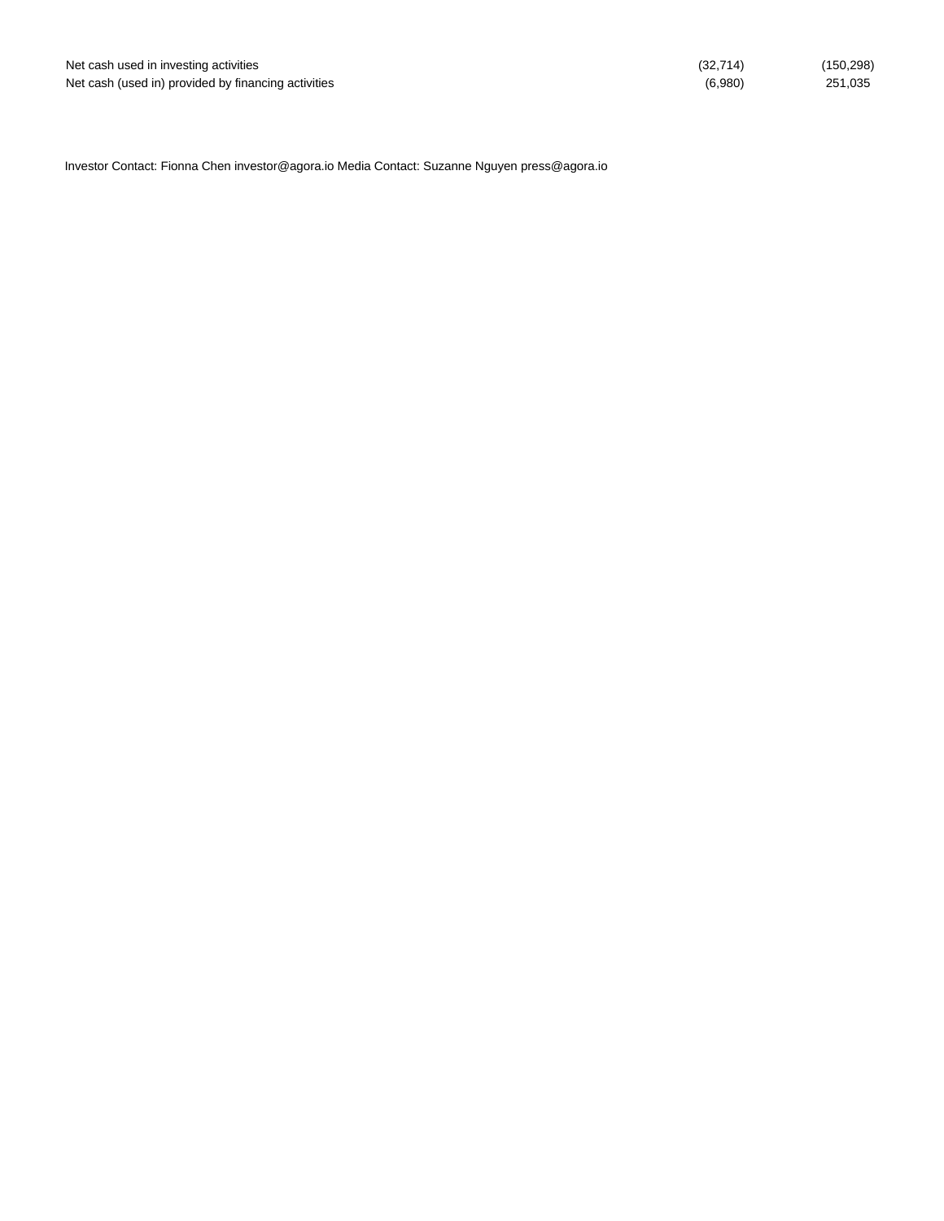| | | |
|---|---|---|
| Net cash used in investing activities | (32,714) | (150,298) |
| Net cash (used in) provided by financing activities | (6,980) | 251,035 |

Investor Contact: Fionna Chen investor@agora.io Media Contact: Suzanne Nguyen press@agora.io